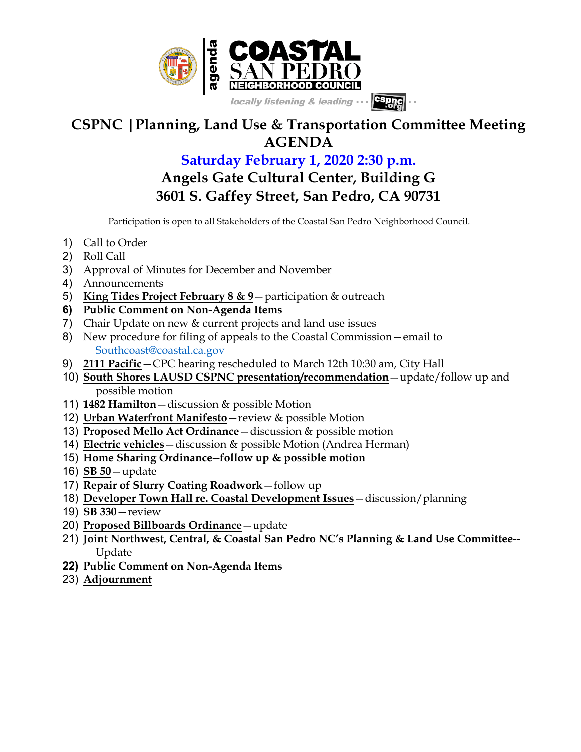agenda

# COASTAL SAN PEDRO NEIGHBORHOOD COUNCIL

*locally listening & leading* ··· cspnc.org ··

## CSPNC | Planning, Land Use & Transportation Committee Meeting AGENDA

## Saturday February 1, 2020 2:30 p.m.

## Angels Gate Cultural Center, Building G
## 3601 S. Gaffey Street, San Pedro, CA 90731

Participation is open to all Stakeholders of the Coastal San Pedro Neighborhood Council.

1) Call to Order
2) Roll Call
3) Approval of Minutes for December and November
4) Announcements
5) **King Tides Project February 8 & 9**—participation & outreach
6) **Public Comment on Non-Agenda Items**
7) Chair Update on new & current projects and land use issues
8) New procedure for filing of appeals to the Coastal Commission—email to Southcoast@coastal.ca.gov
9) **2111 Pacific**—CPC hearing rescheduled to March 12th 10:30 am, City Hall
10) **South Shores LAUSD CSPNC presentation/recommendation**—update/follow up and possible motion
11) **1482 Hamilton**—discussion & possible Motion
12) **Urban Waterfront Manifesto**—review & possible Motion
13) **Proposed Mello Act Ordinance**—discussion & possible motion
14) **Electric vehicles**—discussion & possible Motion (Andrea Herman)
15) **Home Sharing Ordinance--follow up & possible motion**
16) **SB 50**—update
17) **Repair of Slurry Coating Roadwork**—follow up
18) **Developer Town Hall re. Coastal Development Issues**—discussion/planning
19) **SB 330**—review
20) **Proposed Billboards Ordinance**—update
21) **Joint Northwest, Central, & Coastal San Pedro NC's Planning & Land Use Committee--** Update
22) **Public Comment on Non-Agenda Items**
23) **Adjournment**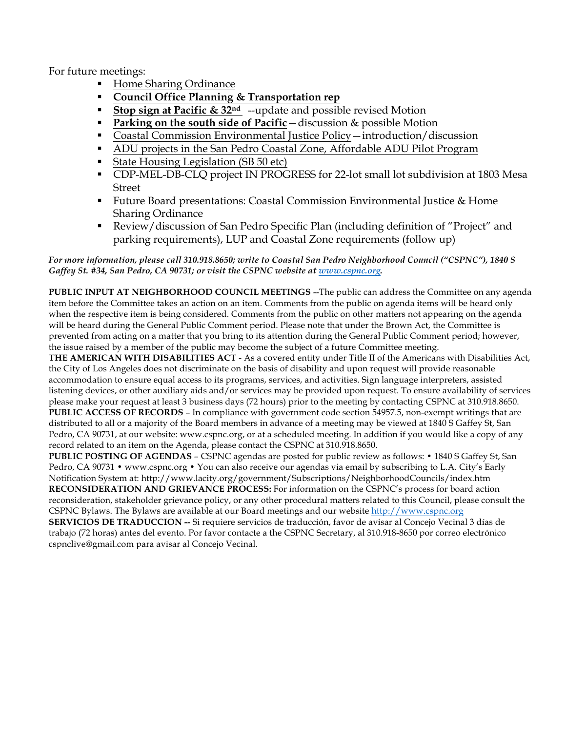For future meetings:

- Home Sharing Ordinance
- **Council Office Planning & Transportation rep**
- **Stop sign at Pacific & 32nd** --update and possible revised Motion
- **Parking on the south side of Pacific**—discussion & possible Motion
- Coastal Commission Environmental Justice Policy—introduction/discussion
- ADU projects in the San Pedro Coastal Zone, Affordable ADU Pilot Program
- State Housing Legislation (SB 50 etc)
- CDP-MEL-DB-CLQ project IN PROGRESS for 22-lot small lot subdivision at 1803 Mesa Street
- Future Board presentations: Coastal Commission Environmental Justice & Home Sharing Ordinance
- Review/discussion of San Pedro Specific Plan (including definition of "Project" and parking requirements), LUP and Coastal Zone requirements (follow up)

***For more information, please call 310.918.8650; write to Coastal San Pedro Neighborhood Council ("CSPNC"), 1840 S Gaffey St. #34, San Pedro, CA 90731; or visit the CSPNC website at [www.cspnc.org](http://www.cspnc.org).***

**PUBLIC INPUT AT NEIGHBORHOOD COUNCIL MEETINGS** --The public can address the Committee on any agenda item before the Committee takes an action on an item. Comments from the public on agenda items will be heard only when the respective item is being considered. Comments from the public on other matters not appearing on the agenda will be heard during the General Public Comment period. Please note that under the Brown Act, the Committee is prevented from acting on a matter that you bring to its attention during the General Public Comment period; however, the issue raised by a member of the public may become the subject of a future Committee meeting.

**THE AMERICAN WITH DISABILITIES ACT** - As a covered entity under Title II of the Americans with Disabilities Act, the City of Los Angeles does not discriminate on the basis of disability and upon request will provide reasonable accommodation to ensure equal access to its programs, services, and activities. Sign language interpreters, assisted listening devices, or other auxiliary aids and/or services may be provided upon request. To ensure availability of services please make your request at least 3 business days (72 hours) prior to the meeting by contacting CSPNC at 310.918.8650.

**PUBLIC ACCESS OF RECORDS** – In compliance with government code section 54957.5, non-exempt writings that are distributed to all or a majority of the Board members in advance of a meeting may be viewed at 1840 S Gaffey St, San Pedro, CA 90731, at our website: www.cspnc.org, or at a scheduled meeting. In addition if you would like a copy of any record related to an item on the Agenda, please contact the CSPNC at 310.918.8650.

**PUBLIC POSTING OF AGENDAS** – CSPNC agendas are posted for public review as follows: • 1840 S Gaffey St, San Pedro, CA 90731 • www.cspnc.org • You can also receive our agendas via email by subscribing to L.A. City's Early Notification System at: http://www.lacity.org/government/Subscriptions/NeighborhoodCouncils/index.htm

**RECONSIDERATION AND GRIEVANCE PROCESS:** For information on the CSPNC's process for board action reconsideration, stakeholder grievance policy, or any other procedural matters related to this Council, please consult the CSPNC Bylaws. The Bylaws are available at our Board meetings and our website [http://www.cspnc.org](http://www.cspnc.org)

**SERVICIOS DE TRADUCCION --** Si requiere servicios de traducción, favor de avisar al Concejo Vecinal 3 días de trabajo (72 horas) antes del evento. Por favor contacte a the CSPNC Secretary, al 310.918-8650 por correo electrónico cspnclive@gmail.com para avisar al Concejo Vecinal.